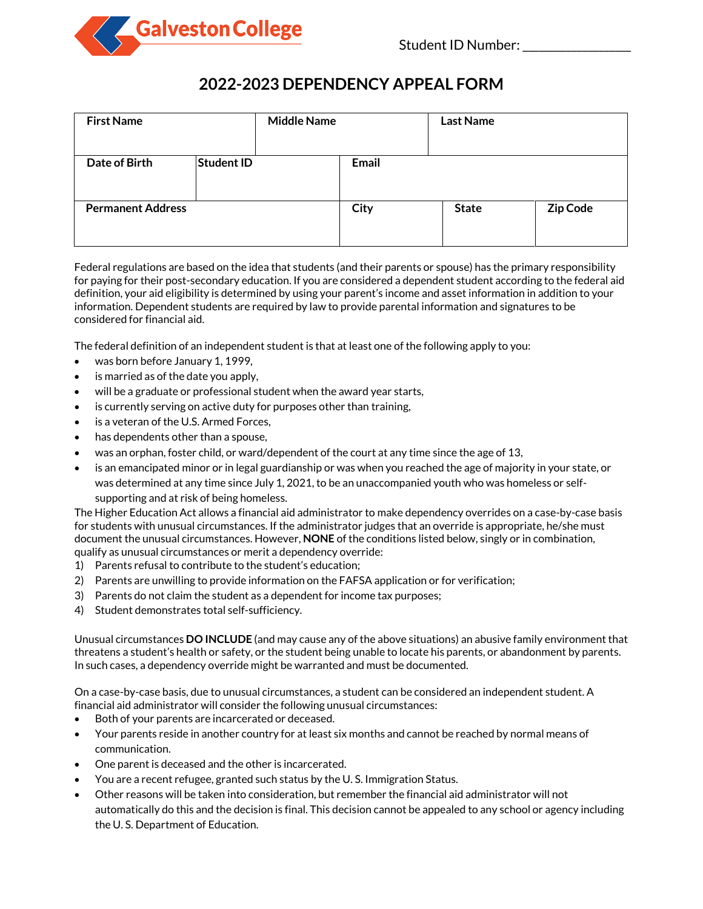Galveston College

Student ID Number: _______________

# 2022-2023 DEPENDENCY APPEAL FORM

| First Name | | Middle Name | | Last Name |
|---|---|---|---|---|
| **Date of Birth** | **Student ID** | **Email** | | |
| **Permanent Address** | | **City** | **State** | **Zip Code** |

Federal regulations are based on the idea that students (and their parents or spouse) has the primary responsibility for paying for their post-secondary education. If you are considered a dependent student according to the federal aid definition, your aid eligibility is determined by using your parent's income and asset information in addition to your information. Dependent students are required by law to provide parental information and signatures to be considered for financial aid.

The federal definition of an independent student is that at least one of the following apply to you:

- was born before January 1, 1999,
- is married as of the date you apply,
- will be a graduate or professional student when the award year starts,
- is currently serving on active duty for purposes other than training,
- is a veteran of the U.S. Armed Forces,
- has dependents other than a spouse,
- was an orphan, foster child, or ward/dependent of the court at any time since the age of 13,
- is an emancipated minor or in legal guardianship or was when you reached the age of majority in your state, or was determined at any time since July 1, 2021, to be an unaccompanied youth who was homeless or self-supporting and at risk of being homeless.

The Higher Education Act allows a financial aid administrator to make dependency overrides on a case-by-case basis for students with unusual circumstances. If the administrator judges that an override is appropriate, he/she must document the unusual circumstances. However, **NONE** of the conditions listed below, singly or in combination, qualify as unusual circumstances or merit a dependency override:

1) Parents refusal to contribute to the student's education;
2) Parents are unwilling to provide information on the FAFSA application or for verification;
3) Parents do not claim the student as a dependent for income tax purposes;
4) Student demonstrates total self-sufficiency.

Unusual circumstances **DO INCLUDE** (and may cause any of the above situations) an abusive family environment that threatens a student's health or safety, or the student being unable to locate his parents, or abandonment by parents. In such cases, a dependency override might be warranted and must be documented.

On a case-by-case basis, due to unusual circumstances, a student can be considered an independent student. A financial aid administrator will consider the following unusual circumstances:

- Both of your parents are incarcerated or deceased.
- Your parents reside in another country for at least six months and cannot be reached by normal means of communication.
- One parent is deceased and the other is incarcerated.
- You are a recent refugee, granted such status by the U. S. Immigration Status.
- Other reasons will be taken into consideration, but remember the financial aid administrator will not automatically do this and the decision is final. This decision cannot be appealed to any school or agency including the U. S. Department of Education.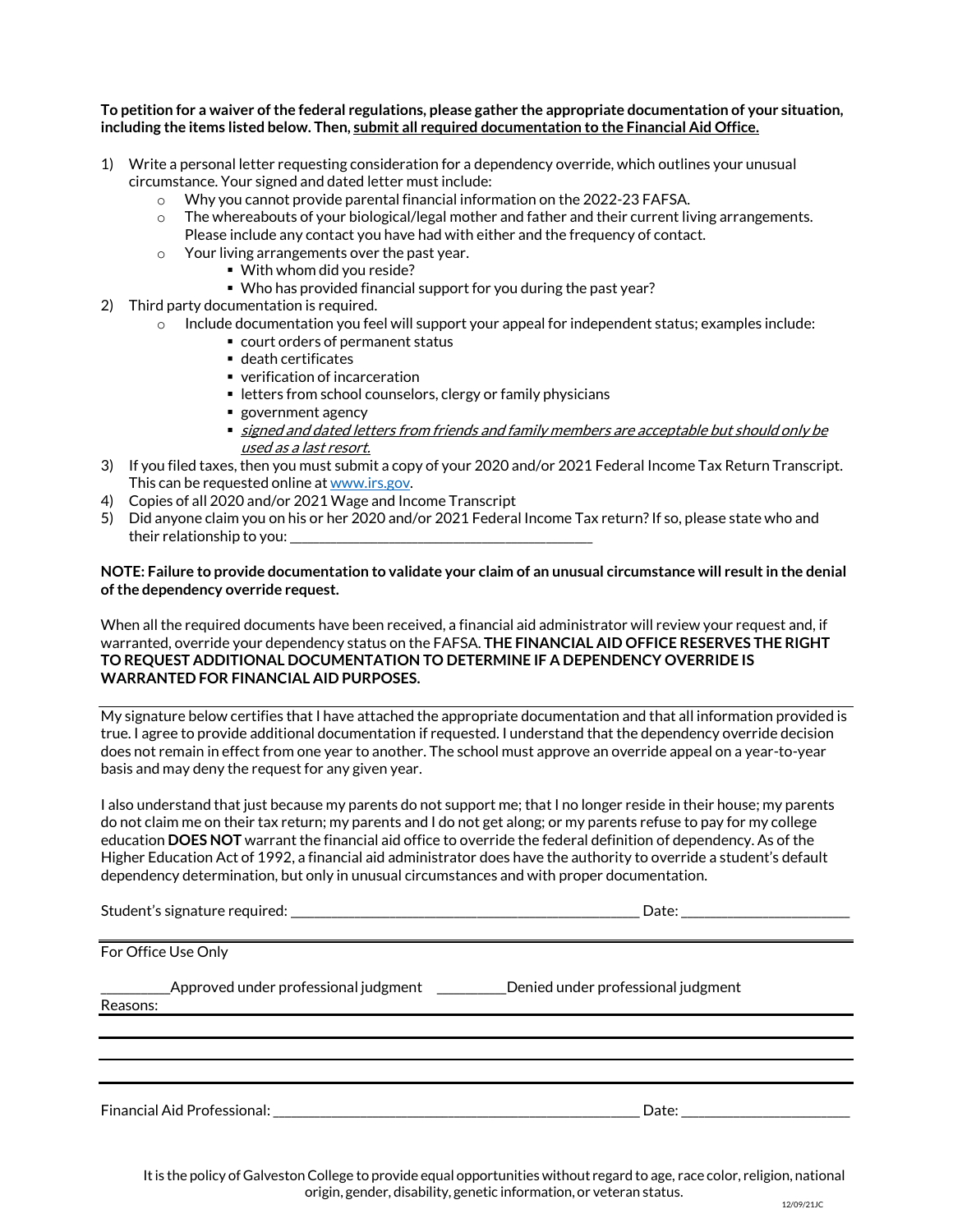**To petition for a waiver of the federal regulations, please gather the appropriate documentation of your situation, including the items listed below. Then, submit all required documentation to the Financial Aid Office.**

1) Write a personal letter requesting consideration for a dependency override, which outlines your unusual circumstance. Your signed and dated letter must include:
   - Why you cannot provide parental financial information on the 2022-23 FAFSA.
   - The whereabouts of your biological/legal mother and father and their current living arrangements. Please include any contact you have had with either and the frequency of contact.
   - Your living arrangements over the past year.
     - With whom did you reside?
     - Who has provided financial support for you during the past year?
2) Third party documentation is required.
   - Include documentation you feel will support your appeal for independent status; examples include:
     - court orders of permanent status
     - death certificates
     - verification of incarceration
     - letters from school counselors, clergy or family physicians
     - government agency
     - *signed and dated letters from friends and family members are acceptable but should only be used as a last resort.*
3) If you filed taxes, then you must submit a copy of your 2020 and/or 2021 Federal Income Tax Return Transcript. This can be requested online at www.irs.gov.
4) Copies of all 2020 and/or 2021 Wage and Income Transcript
5) Did anyone claim you on his or her 2020 and/or 2021 Federal Income Tax return? If so, please state who and their relationship to you: ________________________________________

**NOTE: Failure to provide documentation to validate your claim of an unusual circumstance will result in the denial of the dependency override request.**

When all the required documents have been received, a financial aid administrator will review your request and, if warranted, override your dependency status on the FAFSA. **THE FINANCIAL AID OFFICE RESERVES THE RIGHT TO REQUEST ADDITIONAL DOCUMENTATION TO DETERMINE IF A DEPENDENCY OVERRIDE IS WARRANTED FOR FINANCIAL AID PURPOSES.**

---

My signature below certifies that I have attached the appropriate documentation and that all information provided is true. I agree to provide additional documentation if requested. I understand that the dependency override decision does not remain in effect from one year to another. The school must approve an override appeal on a year-to-year basis and may deny the request for any given year.

I also understand that just because my parents do not support me; that I no longer reside in their house; my parents do not claim me on their tax return; my parents and I do not get along; or my parents refuse to pay for my college education **DOES NOT** warrant the financial aid office to override the federal definition of dependency. As of the Higher Education Act of 1992, a financial aid administrator does have the authority to override a student's default dependency determination, but only in unusual circumstances and with proper documentation.

Student's signature required: ______________________________________________ Date: ____________________

---

For Office Use Only

_________Approved under professional judgment _________Denied under professional judgment

Reasons:

---

---

---

---

Financial Aid Professional: ________________________________________________ Date: ____________________

It is the policy of Galveston College to provide equal opportunities without regard to age, race color, religion, national origin, gender, disability, genetic information, or veteran status.

12/09/21JC